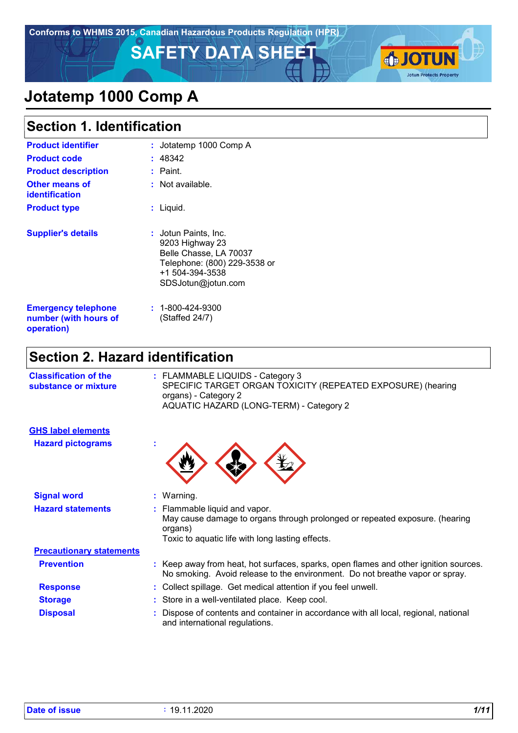Conforms to WHMIS 2015, Canadian Hazardous Products Regulation (HPR)

# SAFETY DATA SHEET

# Jotatemp 1000 Comp A

## Section 1. Identification

| | |
|---|---|
| **Product identifier** | : Jotatemp 1000 Comp A |
| **Product code** | : 48342 |
| **Product description** | : Paint. |
| **Other means of identification** | : Not available. |
| **Product type** | : Liquid. |
| **Supplier's details** | : Jotun Paints, Inc.<br>9203 Highway 23<br>Belle Chasse, LA 70037<br>Telephone: (800) 229-3538 or<br>+1 504-394-3538<br>SDSJotun@jotun.com |
| **Emergency telephone number (with hours of operation)** | : 1-800-424-9300<br>(Staffed 24/7) |

## Section 2. Hazard identification

**Classification of the substance or mixture** : FLAMMABLE LIQUIDS - Category 3
SPECIFIC TARGET ORGAN TOXICITY (REPEATED EXPOSURE) (hearing organs) - Category 2
AQUATIC HAZARD (LONG-TERM) - Category 2

### GHS label elements

**Hazard pictograms** :

**Signal word** : Warning.

**Hazard statements** : Flammable liquid and vapor.
May cause damage to organs through prolonged or repeated exposure. (hearing organs)
Toxic to aquatic life with long lasting effects.

### Precautionary statements

**Prevention** : Keep away from heat, hot surfaces, sparks, open flames and other ignition sources. No smoking. Avoid release to the environment. Do not breathe vapor or spray.

**Response** : Collect spillage. Get medical attention if you feel unwell.

**Storage** : Store in a well-ventilated place. Keep cool.

**Disposal** : Dispose of contents and container in accordance with all local, regional, national and international regulations.

**Date of issue** : 19.11.2020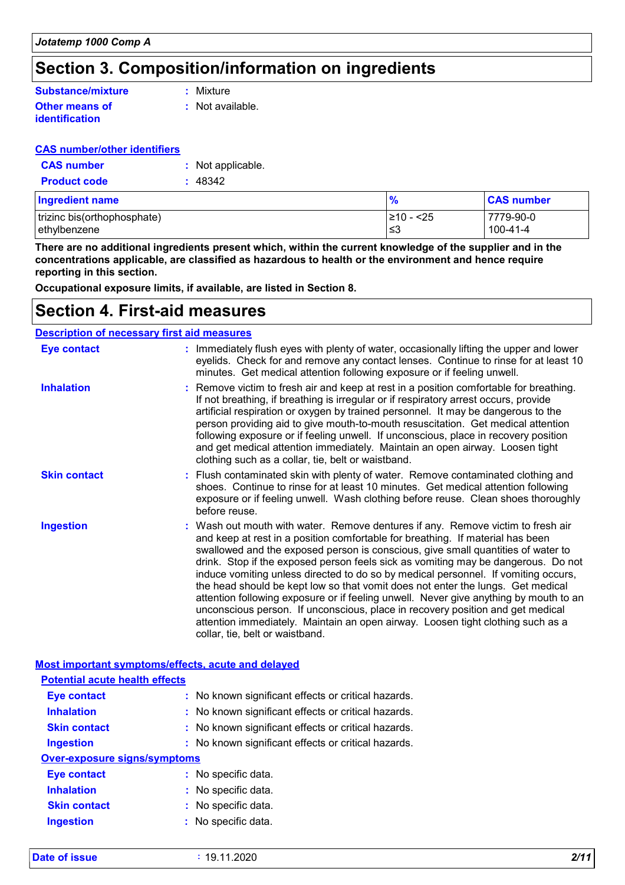# Section 3. Composition/information on ingredients

**Substance/mixture** : Mixture

**Other means of identification** : Not available.

**CAS number/other identifiers**

**CAS number** : Not applicable.

**Product code** : 48342

| Ingredient name | % | CAS number |
|---|---|---|
| trizinc bis(orthophosphate) | ≥10 - <25 | 7779-90-0 |
| ethylbenzene | ≤3 | 100-41-4 |

**There are no additional ingredients present which, within the current knowledge of the supplier and in the concentrations applicable, are classified as hazardous to health or the environment and hence require reporting in this section.**

**Occupational exposure limits, if available, are listed in Section 8.**

# Section 4. First-aid measures

**Description of necessary first aid measures**

**Eye contact** : Immediately flush eyes with plenty of water, occasionally lifting the upper and lower eyelids. Check for and remove any contact lenses. Continue to rinse for at least 10 minutes. Get medical attention following exposure or if feeling unwell.

**Inhalation** : Remove victim to fresh air and keep at rest in a position comfortable for breathing. If not breathing, if breathing is irregular or if respiratory arrest occurs, provide artificial respiration or oxygen by trained personnel. It may be dangerous to the person providing aid to give mouth-to-mouth resuscitation. Get medical attention following exposure or if feeling unwell. If unconscious, place in recovery position and get medical attention immediately. Maintain an open airway. Loosen tight clothing such as a collar, tie, belt or waistband.

**Skin contact** : Flush contaminated skin with plenty of water. Remove contaminated clothing and shoes. Continue to rinse for at least 10 minutes. Get medical attention following exposure or if feeling unwell. Wash clothing before reuse. Clean shoes thoroughly before reuse.

**Ingestion** : Wash out mouth with water. Remove dentures if any. Remove victim to fresh air and keep at rest in a position comfortable for breathing. If material has been swallowed and the exposed person is conscious, give small quantities of water to drink. Stop if the exposed person feels sick as vomiting may be dangerous. Do not induce vomiting unless directed to do so by medical personnel. If vomiting occurs, the head should be kept low so that vomit does not enter the lungs. Get medical attention following exposure or if feeling unwell. Never give anything by mouth to an unconscious person. If unconscious, place in recovery position and get medical attention immediately. Maintain an open airway. Loosen tight clothing such as a collar, tie, belt or waistband.

**Most important symptoms/effects, acute and delayed**

**Potential acute health effects**

**Eye contact** : No known significant effects or critical hazards.

**Inhalation** : No known significant effects or critical hazards.

**Skin contact** : No known significant effects or critical hazards.

**Ingestion** : No known significant effects or critical hazards.

**Over-exposure signs/symptoms**

**Eye contact** : No specific data.

**Inhalation** : No specific data.

**Skin contact** : No specific data.

**Ingestion** : No specific data.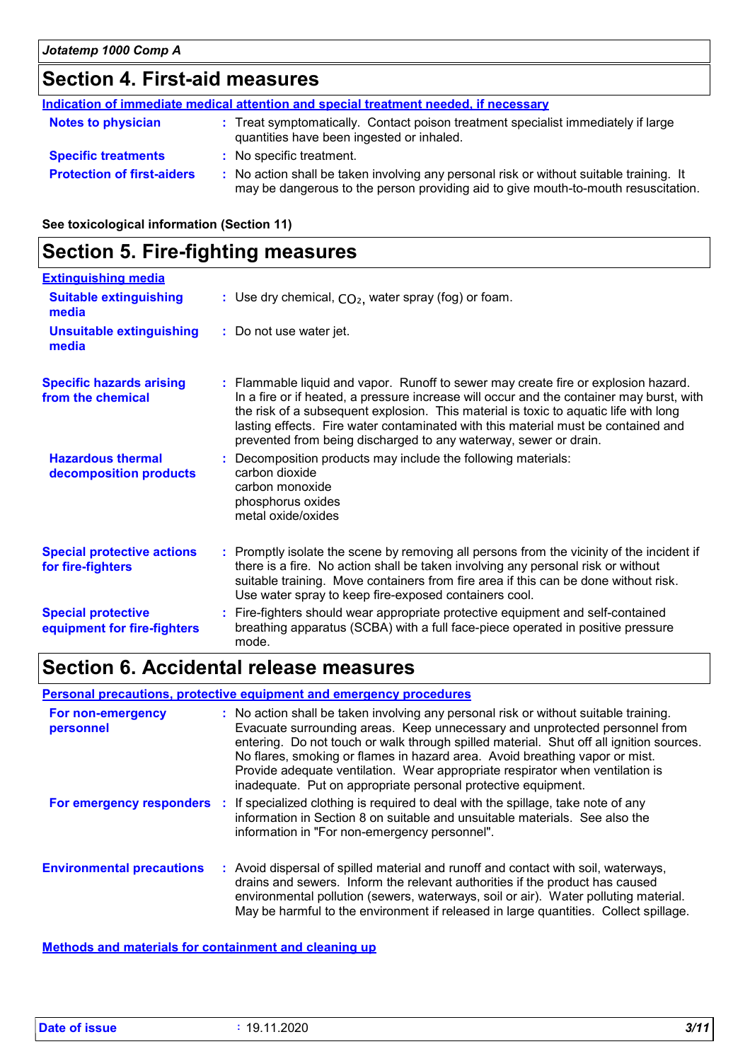## Section 4. First-aid measures

**Indication of immediate medical attention and special treatment needed, if necessary**

**Notes to physician** : Treat symptomatically. Contact poison treatment specialist immediately if large quantities have been ingested or inhaled.

**Specific treatments** : No specific treatment.

**Protection of first-aiders** : No action shall be taken involving any personal risk or without suitable training. It may be dangerous to the person providing aid to give mouth-to-mouth resuscitation.

**See toxicological information (Section 11)**

## Section 5. Fire-fighting measures

**Extinguishing media**

**Suitable extinguishing media** : Use dry chemical, $CO_2$, water spray (fog) or foam.

**Unsuitable extinguishing media** : Do not use water jet.

**Specific hazards arising from the chemical** : Flammable liquid and vapor. Runoff to sewer may create fire or explosion hazard. In a fire or if heated, a pressure increase will occur and the container may burst, with the risk of a subsequent explosion. This material is toxic to aquatic life with long lasting effects. Fire water contaminated with this material must be contained and prevented from being discharged to any waterway, sewer or drain.

**Hazardous thermal decomposition products** : Decomposition products may include the following materials:
carbon dioxide
carbon monoxide
phosphorus oxides
metal oxide/oxides

**Special protective actions for fire-fighters** : Promptly isolate the scene by removing all persons from the vicinity of the incident if there is a fire. No action shall be taken involving any personal risk or without suitable training. Move containers from fire area if this can be done without risk. Use water spray to keep fire-exposed containers cool.

**Special protective equipment for fire-fighters** : Fire-fighters should wear appropriate protective equipment and self-contained breathing apparatus (SCBA) with a full face-piece operated in positive pressure mode.

## Section 6. Accidental release measures

**Personal precautions, protective equipment and emergency procedures**

**For non-emergency personnel** : No action shall be taken involving any personal risk or without suitable training. Evacuate surrounding areas. Keep unnecessary and unprotected personnel from entering. Do not touch or walk through spilled material. Shut off all ignition sources. No flares, smoking or flames in hazard area. Avoid breathing vapor or mist. Provide adequate ventilation. Wear appropriate respirator when ventilation is inadequate. Put on appropriate personal protective equipment.

**For emergency responders** : If specialized clothing is required to deal with the spillage, take note of any information in Section 8 on suitable and unsuitable materials. See also the information in "For non-emergency personnel".

**Environmental precautions** : Avoid dispersal of spilled material and runoff and contact with soil, waterways, drains and sewers. Inform the relevant authorities if the product has caused environmental pollution (sewers, waterways, soil or air). Water polluting material. May be harmful to the environment if released in large quantities. Collect spillage.

**Methods and materials for containment and cleaning up**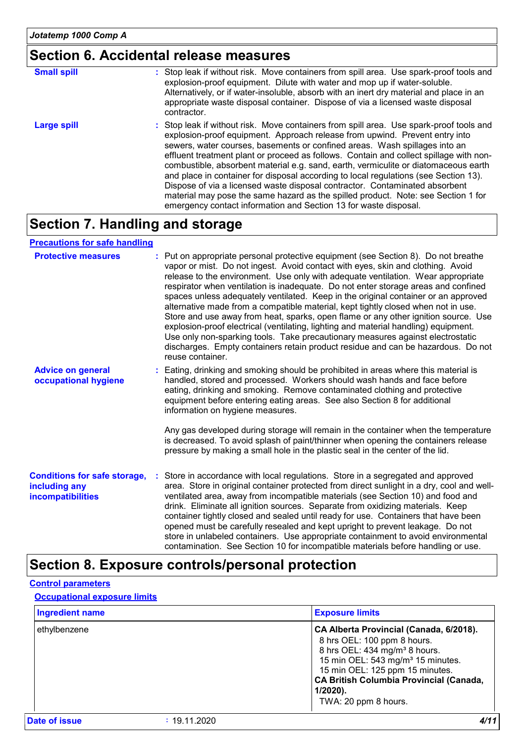## Section 6. Accidental release measures

**Small spill** : Stop leak if without risk. Move containers from spill area. Use spark-proof tools and explosion-proof equipment. Dilute with water and mop up if water-soluble. Alternatively, or if water-insoluble, absorb with an inert dry material and place in an appropriate waste disposal container. Dispose of via a licensed waste disposal contractor.

**Large spill** : Stop leak if without risk. Move containers from spill area. Use spark-proof tools and explosion-proof equipment. Approach release from upwind. Prevent entry into sewers, water courses, basements or confined areas. Wash spillages into an effluent treatment plant or proceed as follows. Contain and collect spillage with non-combustible, absorbent material e.g. sand, earth, vermiculite or diatomaceous earth and place in container for disposal according to local regulations (see Section 13). Dispose of via a licensed waste disposal contractor. Contaminated absorbent material may pose the same hazard as the spilled product. Note: see Section 1 for emergency contact information and Section 13 for waste disposal.

## Section 7. Handling and storage

### Precautions for safe handling

**Protective measures** : Put on appropriate personal protective equipment (see Section 8). Do not breathe vapor or mist. Do not ingest. Avoid contact with eyes, skin and clothing. Avoid release to the environment. Use only with adequate ventilation. Wear appropriate respirator when ventilation is inadequate. Do not enter storage areas and confined spaces unless adequately ventilated. Keep in the original container or an approved alternative made from a compatible material, kept tightly closed when not in use. Store and use away from heat, sparks, open flame or any other ignition source. Use explosion-proof electrical (ventilating, lighting and material handling) equipment. Use only non-sparking tools. Take precautionary measures against electrostatic discharges. Empty containers retain product residue and can be hazardous. Do not reuse container.

**Advice on general occupational hygiene** : Eating, drinking and smoking should be prohibited in areas where this material is handled, stored and processed. Workers should wash hands and face before eating, drinking and smoking. Remove contaminated clothing and protective equipment before entering eating areas. See also Section 8 for additional information on hygiene measures.

Any gas developed during storage will remain in the container when the temperature is decreased. To avoid splash of paint/thinner when opening the containers release pressure by making a small hole in the plastic seal in the center of the lid.

**Conditions for safe storage, including any incompatibilities** : Store in accordance with local regulations. Store in a segregated and approved area. Store in original container protected from direct sunlight in a dry, cool and well-ventilated area, away from incompatible materials (see Section 10) and food and drink. Eliminate all ignition sources. Separate from oxidizing materials. Keep container tightly closed and sealed until ready for use. Containers that have been opened must be carefully resealed and kept upright to prevent leakage. Do not store in unlabeled containers. Use appropriate containment to avoid environmental contamination. See Section 10 for incompatible materials before handling or use.

## Section 8. Exposure controls/personal protection

### Control parameters

#### Occupational exposure limits

| Ingredient name | Exposure limits |
|---|---|
| ethylbenzene | **CA Alberta Provincial (Canada, 6/2018).**<br>8 hrs OEL: 100 ppm 8 hours.<br>8 hrs OEL: 434 mg/m³ 8 hours.<br>15 min OEL: 543 mg/m³ 15 minutes.<br>15 min OEL: 125 ppm 15 minutes.<br>**CA British Columbia Provincial (Canada, 1/2020).**<br>TWA: 20 ppm 8 hours. |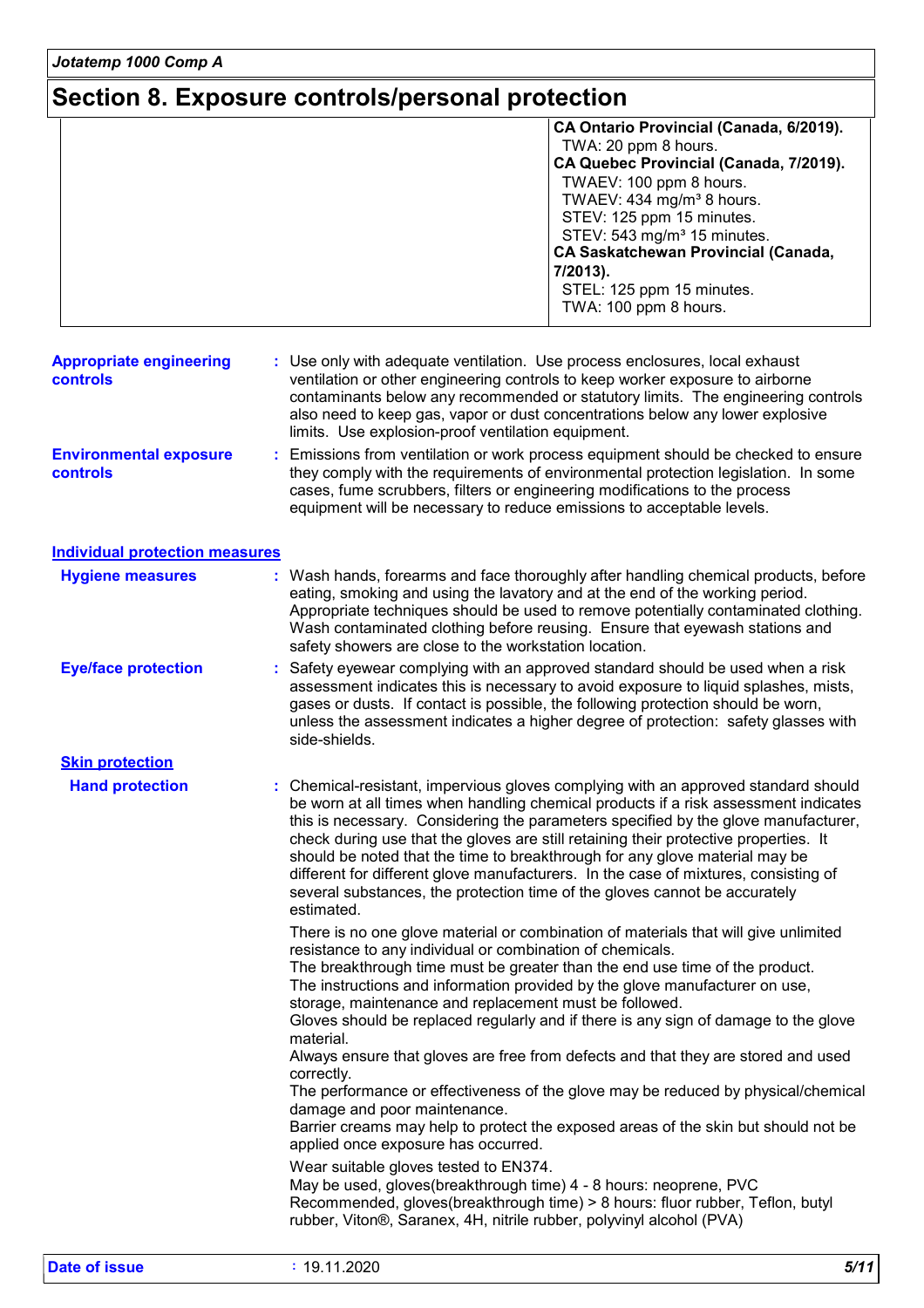## Section 8. Exposure controls/personal protection

| | |
|---|---|
| | **CA Ontario Provincial (Canada, 6/2019).**<br>TWA: 20 ppm 8 hours.<br>**CA Quebec Provincial (Canada, 7/2019).**<br>TWAEV: 100 ppm 8 hours.<br>TWAEV: 434 mg/m³ 8 hours.<br>STEV: 125 ppm 15 minutes.<br>STEV: 543 mg/m³ 15 minutes.<br>**CA Saskatchewan Provincial (Canada, 7/2013).**<br>STEL: 125 ppm 15 minutes.<br>TWA: 100 ppm 8 hours. |

**Appropriate engineering controls** : Use only with adequate ventilation. Use process enclosures, local exhaust ventilation or other engineering controls to keep worker exposure to airborne contaminants below any recommended or statutory limits. The engineering controls also need to keep gas, vapor or dust concentrations below any lower explosive limits. Use explosion-proof ventilation equipment.

**Environmental exposure controls** : Emissions from ventilation or work process equipment should be checked to ensure they comply with the requirements of environmental protection legislation. In some cases, fume scrubbers, filters or engineering modifications to the process equipment will be necessary to reduce emissions to acceptable levels.

### Individual protection measures

**Hygiene measures** : Wash hands, forearms and face thoroughly after handling chemical products, before eating, smoking and using the lavatory and at the end of the working period. Appropriate techniques should be used to remove potentially contaminated clothing. Wash contaminated clothing before reusing. Ensure that eyewash stations and safety showers are close to the workstation location.

**Eye/face protection** : Safety eyewear complying with an approved standard should be used when a risk assessment indicates this is necessary to avoid exposure to liquid splashes, mists, gases or dusts. If contact is possible, the following protection should be worn, unless the assessment indicates a higher degree of protection: safety glasses with side-shields.

#### Skin protection

**Hand protection** : Chemical-resistant, impervious gloves complying with an approved standard should be worn at all times when handling chemical products if a risk assessment indicates this is necessary. Considering the parameters specified by the glove manufacturer, check during use that the gloves are still retaining their protective properties. It should be noted that the time to breakthrough for any glove material may be different for different glove manufacturers. In the case of mixtures, consisting of several substances, the protection time of the gloves cannot be accurately estimated.

There is no one glove material or combination of materials that will give unlimited resistance to any individual or combination of chemicals.
The breakthrough time must be greater than the end use time of the product.
The instructions and information provided by the glove manufacturer on use, storage, maintenance and replacement must be followed.
Gloves should be replaced regularly and if there is any sign of damage to the glove material.
Always ensure that gloves are free from defects and that they are stored and used correctly.
The performance or effectiveness of the glove may be reduced by physical/chemical damage and poor maintenance.
Barrier creams may help to protect the exposed areas of the skin but should not be applied once exposure has occurred.

Wear suitable gloves tested to EN374.
May be used, gloves(breakthrough time) 4 - 8 hours: neoprene, PVC
Recommended, gloves(breakthrough time) > 8 hours: fluor rubber, Teflon, butyl rubber, Viton®, Saranex, 4H, nitrile rubber, polyvinyl alcohol (PVA)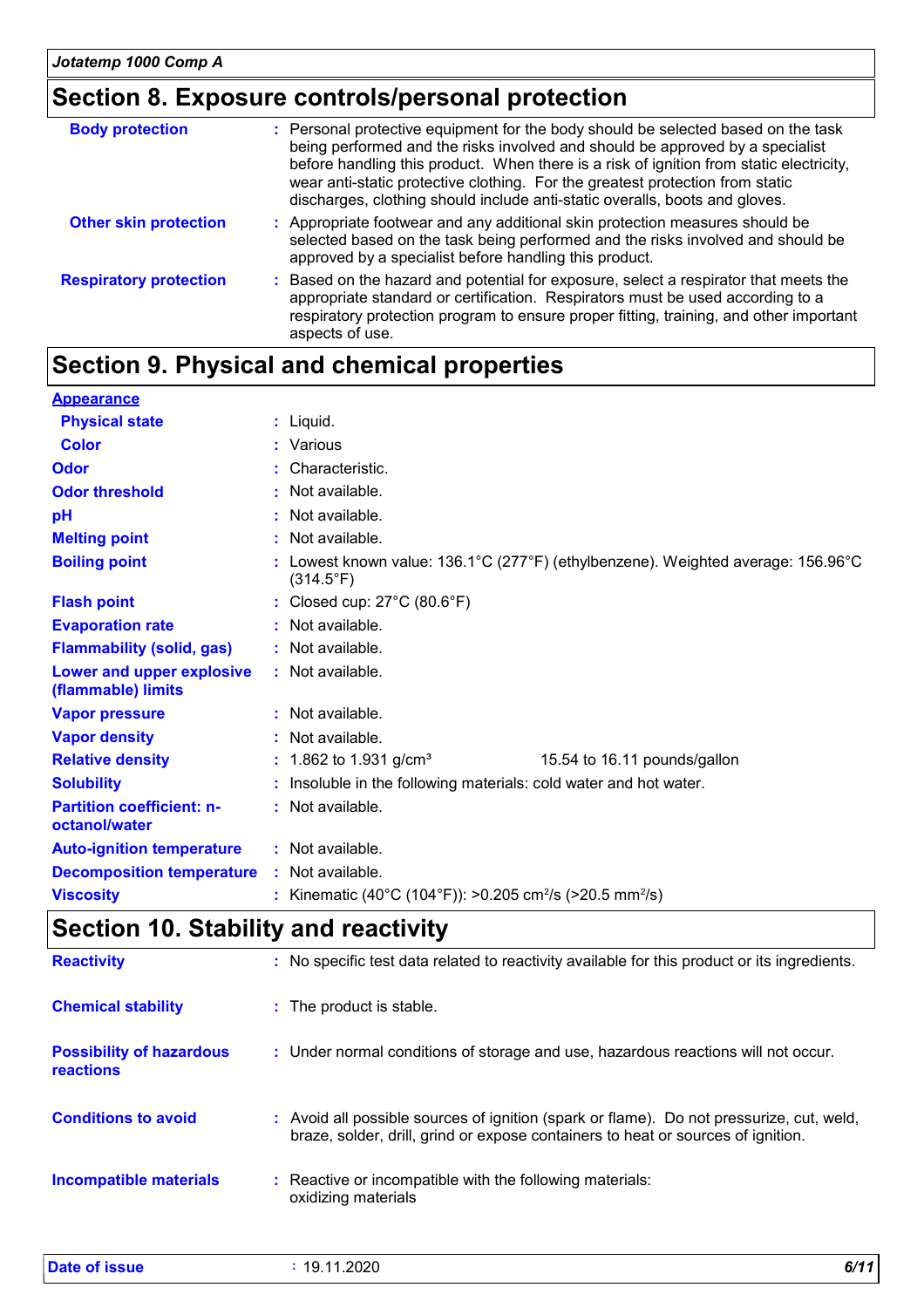## Section 8. Exposure controls/personal protection

| | |
|---|---|
| **Body protection** | : Personal protective equipment for the body should be selected based on the task being performed and the risks involved and should be approved by a specialist before handling this product. When there is a risk of ignition from static electricity, wear anti-static protective clothing. For the greatest protection from static discharges, clothing should include anti-static overalls, boots and gloves. |
| **Other skin protection** | : Appropriate footwear and any additional skin protection measures should be selected based on the task being performed and the risks involved and should be approved by a specialist before handling this product. |
| **Respiratory protection** | : Based on the hazard and potential for exposure, select a respirator that meets the appropriate standard or certification. Respirators must be used according to a respiratory protection program to ensure proper fitting, training, and other important aspects of use. |

## Section 9. Physical and chemical properties

**Appearance**

| | |
|---|---|
| **Physical state** | : Liquid. |
| **Color** | : Various |
| **Odor** | : Characteristic. |
| **Odor threshold** | : Not available. |
| **pH** | : Not available. |
| **Melting point** | : Not available. |
| **Boiling point** | : Lowest known value: 136.1°C (277°F) (ethylbenzene). Weighted average: 156.96°C (314.5°F) |
| **Flash point** | : Closed cup: 27°C (80.6°F) |
| **Evaporation rate** | : Not available. |
| **Flammability (solid, gas)** | : Not available. |
| **Lower and upper explosive (flammable) limits** | : Not available. |
| **Vapor pressure** | : Not available. |
| **Vapor density** | : Not available. |
| **Relative density** | : 1.862 to 1.931 g/cm³ 15.54 to 16.11 pounds/gallon |
| **Solubility** | : Insoluble in the following materials: cold water and hot water. |
| **Partition coefficient: n-octanol/water** | : Not available. |
| **Auto-ignition temperature** | : Not available. |
| **Decomposition temperature** | : Not available. |
| **Viscosity** | : Kinematic (40°C (104°F)): >0.205 $cm^2/s$ (>20.5 $mm^2/s$) |

## Section 10. Stability and reactivity

| | |
|---|---|
| **Reactivity** | : No specific test data related to reactivity available for this product or its ingredients. |
| **Chemical stability** | : The product is stable. |
| **Possibility of hazardous reactions** | : Under normal conditions of storage and use, hazardous reactions will not occur. |
| **Conditions to avoid** | : Avoid all possible sources of ignition (spark or flame). Do not pressurize, cut, weld, braze, solder, drill, grind or expose containers to heat or sources of ignition. |
| **Incompatible materials** | : Reactive or incompatible with the following materials: oxidizing materials |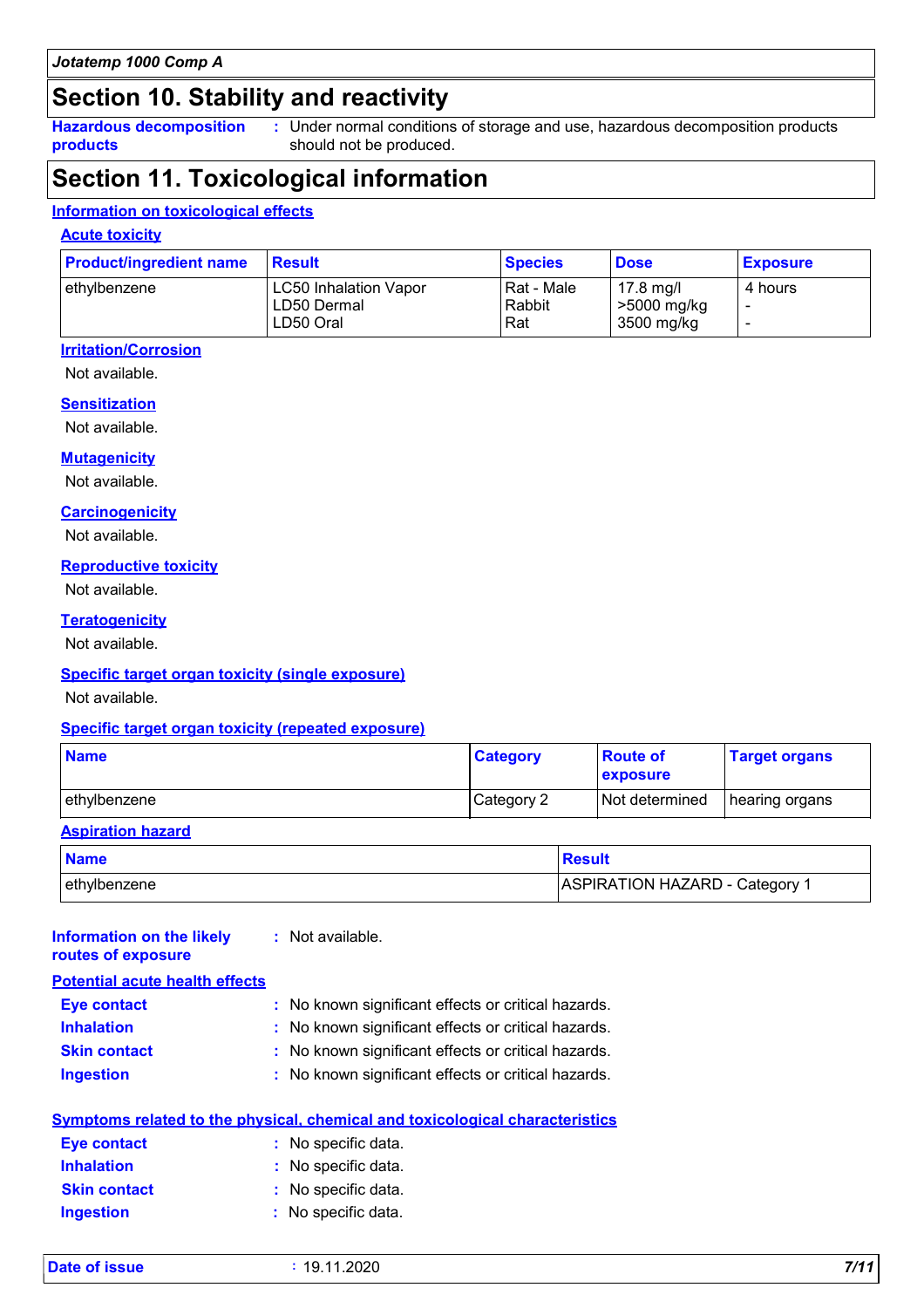## Section 10. Stability and reactivity

**Hazardous decomposition products** : Under normal conditions of storage and use, hazardous decomposition products should not be produced.

## Section 11. Toxicological information

### Information on toxicological effects

#### Acute toxicity

| Product/ingredient name | Result | Species | Dose | Exposure |
|---|---|---|---|---|
| ethylbenzene | LC50 Inhalation Vapor<br>LD50 Dermal<br>LD50 Oral | Rat - Male<br>Rabbit<br>Rat | 17.8 mg/l<br>>5000 mg/kg<br>3500 mg/kg | 4 hours<br>-<br>- |

#### Irritation/Corrosion

Not available.

#### Sensitization

Not available.

#### Mutagenicity

Not available.

#### Carcinogenicity

Not available.

#### Reproductive toxicity

Not available.

#### Teratogenicity

Not available.

#### Specific target organ toxicity (single exposure)

Not available.

#### Specific target organ toxicity (repeated exposure)

| Name | Category | Route of exposure | Target organs |
|---|---|---|---|
| ethylbenzene | Category 2 | Not determined | hearing organs |

#### Aspiration hazard

| Name | Result |
|---|---|
| ethylbenzene | ASPIRATION HAZARD - Category 1 |

**Information on the likely routes of exposure** : Not available.

#### Potential acute health effects

**Eye contact** : No known significant effects or critical hazards.
**Inhalation** : No known significant effects or critical hazards.
**Skin contact** : No known significant effects or critical hazards.
**Ingestion** : No known significant effects or critical hazards.

#### Symptoms related to the physical, chemical and toxicological characteristics

**Eye contact** : No specific data.
**Inhalation** : No specific data.
**Skin contact** : No specific data.
**Ingestion** : No specific data.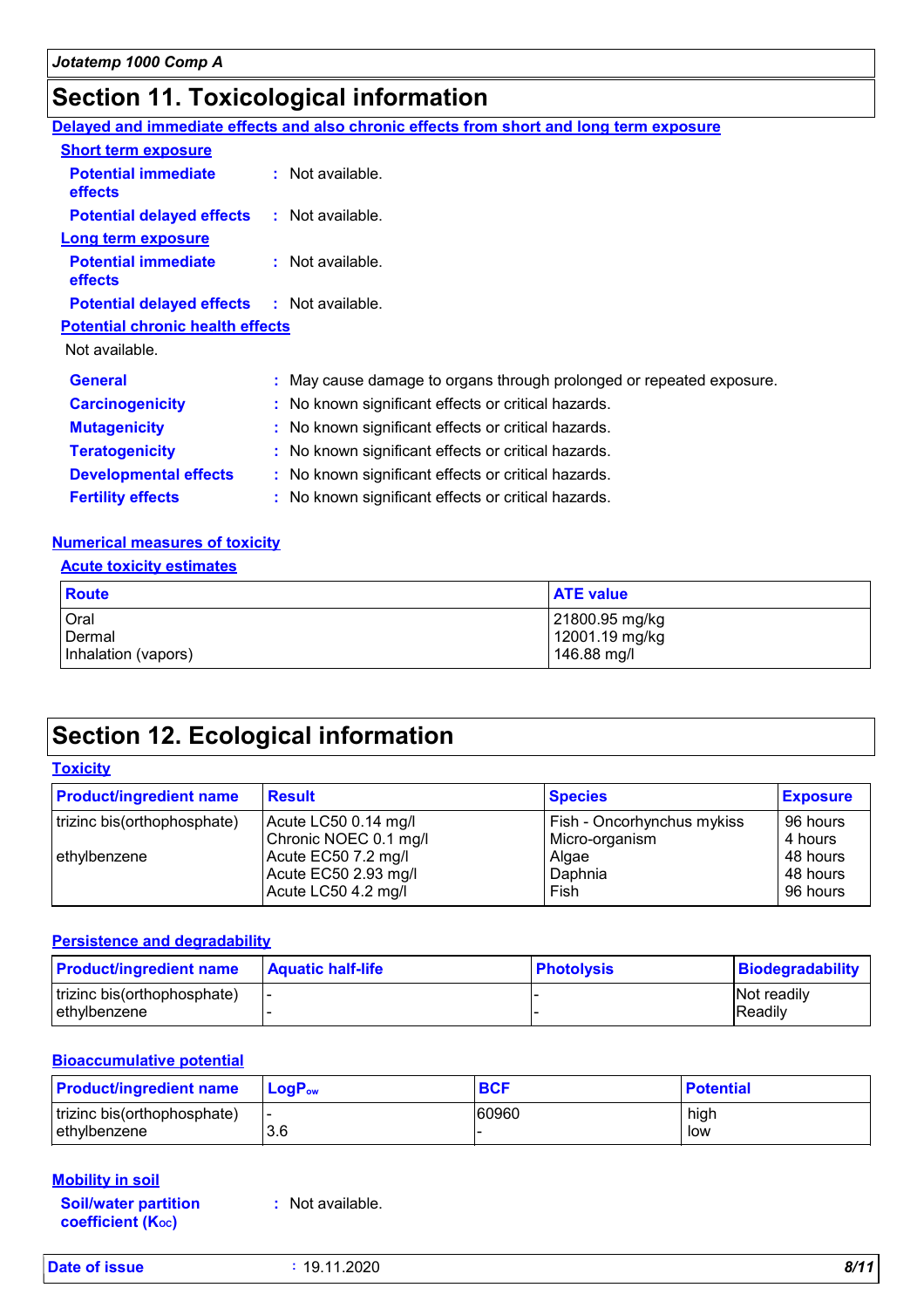# Section 11. Toxicological information

**Delayed and immediate effects and also chronic effects from short and long term exposure**

**Short term exposure**

**Potential immediate effects** : Not available.

**Potential delayed effects** : Not available.

**Long term exposure**

**Potential immediate effects** : Not available.

**Potential delayed effects** : Not available.

**Potential chronic health effects**

Not available.

**General** : May cause damage to organs through prolonged or repeated exposure.

**Carcinogenicity** : No known significant effects or critical hazards.

**Mutagenicity** : No known significant effects or critical hazards.

**Teratogenicity** : No known significant effects or critical hazards.

**Developmental effects** : No known significant effects or critical hazards.

**Fertility effects** : No known significant effects or critical hazards.

**Numerical measures of toxicity**

**Acute toxicity estimates**

| Route | ATE value |
|---|---|
| Oral | 21800.95 mg/kg |
| Dermal | 12001.19 mg/kg |
| Inhalation (vapors) | 146.88 mg/l |

# Section 12. Ecological information

**Toxicity**

| Product/ingredient name | Result | Species | Exposure |
|---|---|---|---|
| trizinc bis(orthophosphate) | Acute LC50 0.14 mg/l | Fish - Oncorhynchus mykiss | 96 hours |
| | Chronic NOEC 0.1 mg/l | Micro-organism | 4 hours |
| ethylbenzene | Acute EC50 7.2 mg/l | Algae | 48 hours |
| | Acute EC50 2.93 mg/l | Daphnia | 48 hours |
| | Acute LC50 4.2 mg/l | Fish | 96 hours |

**Persistence and degradability**

| Product/ingredient name | Aquatic half-life | Photolysis | Biodegradability |
|---|---|---|---|
| trizinc bis(orthophosphate) | - | - | Not readily |
| ethylbenzene | - | - | Readily |

**Bioaccumulative potential**

| Product/ingredient name | $LogP_{ow}$ | BCF | Potential |
|---|---|---|---|
| trizinc bis(orthophosphate) | - | 60960 | high |
| ethylbenzene | 3.6 | - | low |

**Mobility in soil**

**Soil/water partition coefficient ($K_{OC}$)** : Not available.

**Date of issue** : 19.11.2020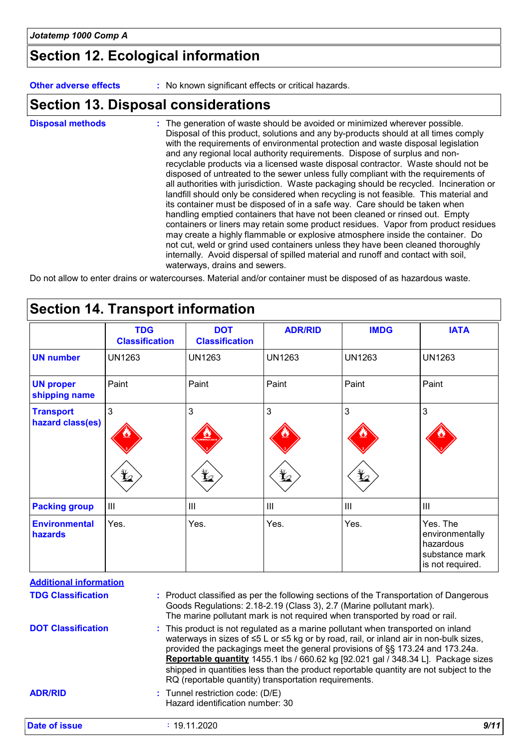## Section 12. Ecological information

**Other adverse effects** : No known significant effects or critical hazards.

## Section 13. Disposal considerations

**Disposal methods** : The generation of waste should be avoided or minimized wherever possible. Disposal of this product, solutions and any by-products should at all times comply with the requirements of environmental protection and waste disposal legislation and any regional local authority requirements. Dispose of surplus and non-recyclable products via a licensed waste disposal contractor. Waste should not be disposed of untreated to the sewer unless fully compliant with the requirements of all authorities with jurisdiction. Waste packaging should be recycled. Incineration or landfill should only be considered when recycling is not feasible. This material and its container must be disposed of in a safe way. Care should be taken when handling emptied containers that have not been cleaned or rinsed out. Empty containers or liners may retain some product residues. Vapor from product residues may create a highly flammable or explosive atmosphere inside the container. Do not cut, weld or grind used containers unless they have been cleaned thoroughly internally. Avoid dispersal of spilled material and runoff and contact with soil, waterways, drains and sewers.

Do not allow to enter drains or watercourses. Material and/or container must be disposed of as hazardous waste.

## Section 14. Transport information

| | TDG Classification | DOT Classification | ADR/RID | IMDG | IATA |
|---|---|---|---|---|---|
| **UN number** | UN1263 | UN1263 | UN1263 | UN1263 | UN1263 |
| **UN proper shipping name** | Paint | Paint | Paint | Paint | Paint |
| **Transport hazard class(es)** | 3 | 3 | 3 | 3 | 3 |
| **Packing group** | III | III | III | III | III |
| **Environmental hazards** | Yes. | Yes. | Yes. | Yes. | Yes. The environmentally hazardous substance mark is not required. |

**Additional information**

**TDG Classification** : Product classified as per the following sections of the Transportation of Dangerous Goods Regulations: 2.18-2.19 (Class 3), 2.7 (Marine pollutant mark).
The marine pollutant mark is not required when transported by road or rail.

**DOT Classification** : This product is not regulated as a marine pollutant when transported on inland waterways in sizes of ≤5 L or ≤5 kg or by road, rail, or inland air in non-bulk sizes, provided the packagings meet the general provisions of §§ 173.24 and 173.24a.
**Reportable quantity** 1455.1 lbs / 660.62 kg [92.021 gal / 348.34 L]. Package sizes shipped in quantities less than the product reportable quantity are not subject to the RQ (reportable quantity) transportation requirements.

**ADR/RID** : Tunnel restriction code: (D/E)
Hazard identification number: 30

**Date of issue** : 19.11.2020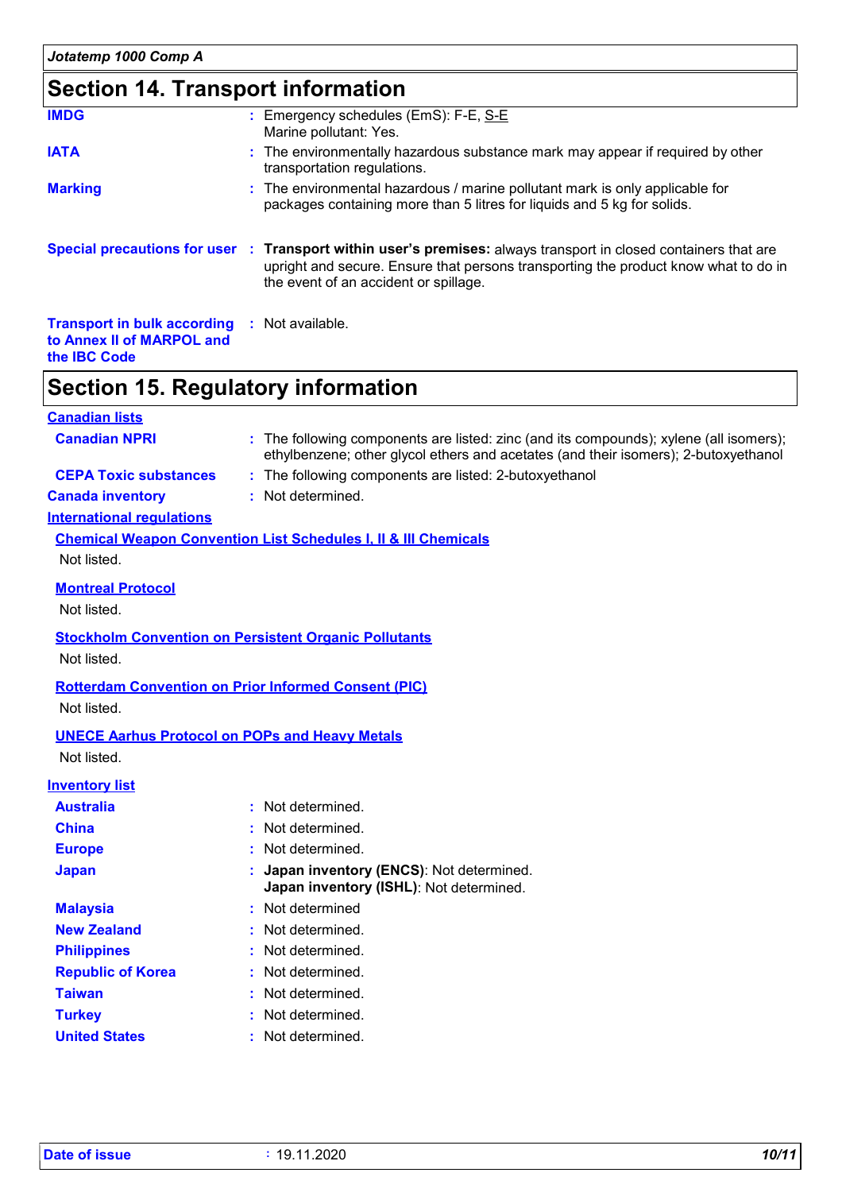## Section 14. Transport information

**IMDG** : Emergency schedules (EmS): F-E, S-E
Marine pollutant: Yes.

**IATA** : The environmentally hazardous substance mark may appear if required by other transportation regulations.

**Marking** : The environmental hazardous / marine pollutant mark is only applicable for packages containing more than 5 litres for liquids and 5 kg for solids.

**Special precautions for user** : **Transport within user's premises:** always transport in closed containers that are upright and secure. Ensure that persons transporting the product know what to do in the event of an accident or spillage.

**Transport in bulk according to Annex II of MARPOL and the IBC Code** : Not available.

## Section 15. Regulatory information

**Canadian lists**

**Canadian NPRI** : The following components are listed: zinc (and its compounds); xylene (all isomers); ethylbenzene; other glycol ethers and acetates (and their isomers); 2-butoxyethanol

**CEPA Toxic substances** : The following components are listed: 2-butoxyethanol

**Canada inventory** : Not determined.

**International regulations**

**Chemical Weapon Convention List Schedules I, II & III Chemicals**

Not listed.

**Montreal Protocol**

Not listed.

**Stockholm Convention on Persistent Organic Pollutants**

Not listed.

**Rotterdam Convention on Prior Informed Consent (PIC)**

Not listed.

**UNECE Aarhus Protocol on POPs and Heavy Metals**

Not listed.

**Inventory list**

**Australia** : Not determined.

**China** : Not determined.

**Europe** : Not determined.

**Japan** : **Japan inventory (ENCS)**: Not determined.
**Japan inventory (ISHL)**: Not determined.

**Malaysia** : Not determined

**New Zealand** : Not determined.

**Philippines** : Not determined.

**Republic of Korea** : Not determined.

**Taiwan** : Not determined.

**Turkey** : Not determined.

**United States** : Not determined.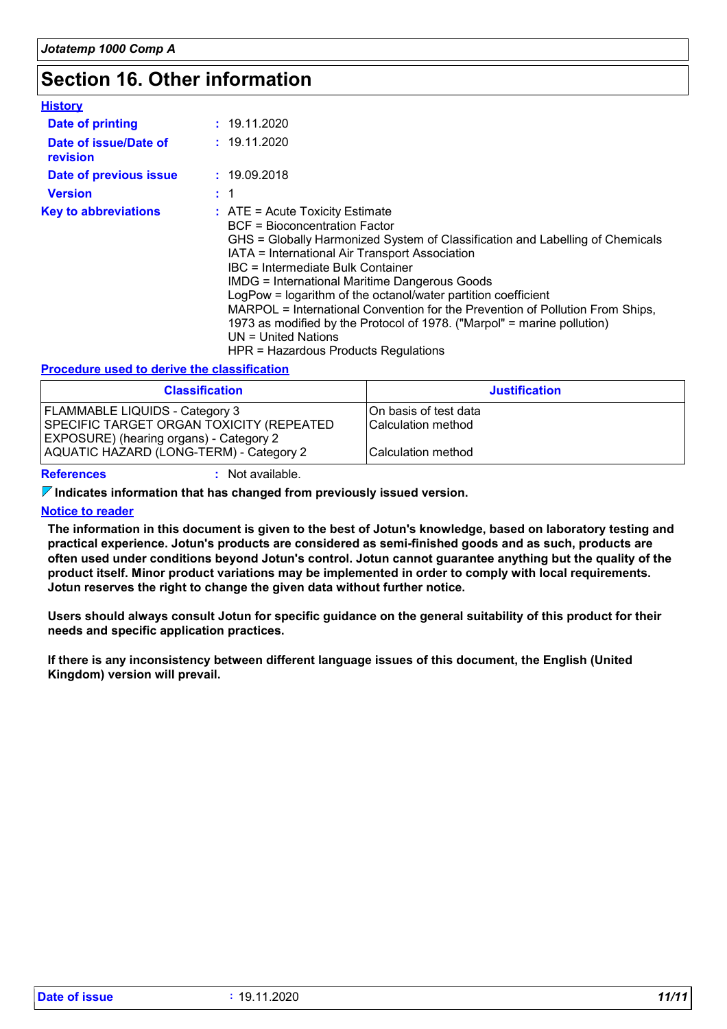## Section 16. Other information

**History**

**Date of printing** : 19.11.2020

**Date of issue/Date of revision** : 19.11.2020

**Date of previous issue** : 19.09.2018

**Version** : 1

**Key to abbreviations** : ATE = Acute Toxicity Estimate
BCF = Bioconcentration Factor
GHS = Globally Harmonized System of Classification and Labelling of Chemicals
IATA = International Air Transport Association
IBC = Intermediate Bulk Container
IMDG = International Maritime Dangerous Goods
LogPow = logarithm of the octanol/water partition coefficient
MARPOL = International Convention for the Prevention of Pollution From Ships, 1973 as modified by the Protocol of 1978. ("Marpol" = marine pollution)
UN = United Nations
HPR = Hazardous Products Regulations

**Procedure used to derive the classification**

| Classification | Justification |
|---|---|
| FLAMMABLE LIQUIDS - Category 3 | On basis of test data |
| SPECIFIC TARGET ORGAN TOXICITY (REPEATED EXPOSURE) (hearing organs) - Category 2 | Calculation method |
| AQUATIC HAZARD (LONG-TERM) - Category 2 | Calculation method |

**References** : Not available.

**Indicates information that has changed from previously issued version.**

**Notice to reader**

**The information in this document is given to the best of Jotun's knowledge, based on laboratory testing and practical experience. Jotun's products are considered as semi-finished goods and as such, products are often used under conditions beyond Jotun's control. Jotun cannot guarantee anything but the quality of the product itself. Minor product variations may be implemented in order to comply with local requirements. Jotun reserves the right to change the given data without further notice.**

**Users should always consult Jotun for specific guidance on the general suitability of this product for their needs and specific application practices.**

**If there is any inconsistency between different language issues of this document, the English (United Kingdom) version will prevail.**